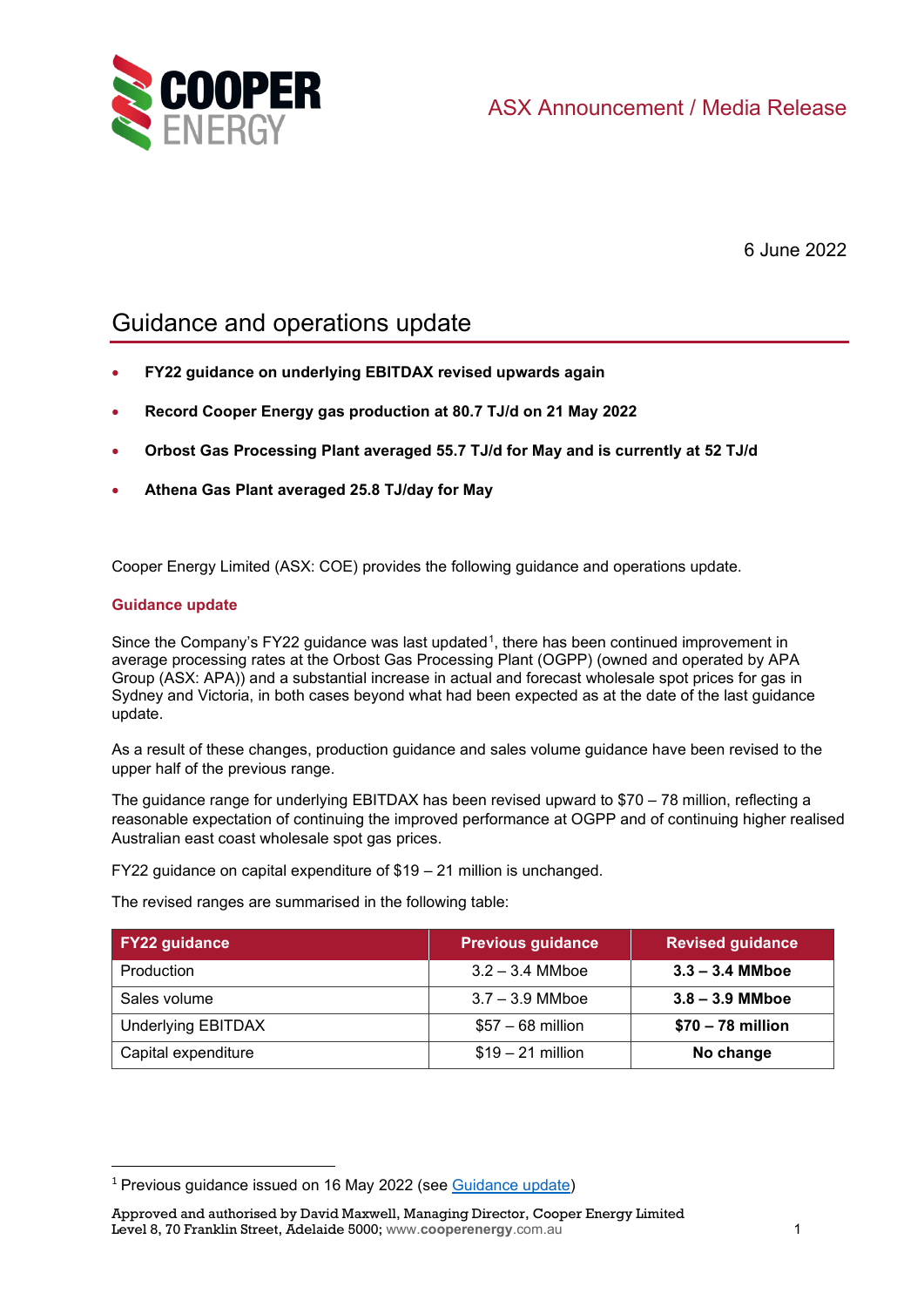ASX Announcement / Media Release

6 June 2022

# Guidance and operations update

- **FY22 guidance on underlying EBITDAX revised upwards again**
- **Record Cooper Energy gas production at 80.7 TJ/d on 21 May 2022**
- **Orbost Gas Processing Plant averaged 55.7 TJ/d for May and is currently at 52 TJ/d**
- **Athena Gas Plant averaged 25.8 TJ/day for May**

Cooper Energy Limited (ASX: COE) provides the following guidance and operations update.

## Guidance update

Since the Company's FY22 guidance was last updated[1], there has been continued improvement in average processing rates at the Orbost Gas Processing Plant (OGPP) (owned and operated by APA Group (ASX: APA)) and a substantial increase in actual and forecast wholesale spot prices for gas in Sydney and Victoria, in both cases beyond what had been expected as at the date of the last guidance update.

As a result of these changes, production guidance and sales volume guidance have been revised to the upper half of the previous range.

The guidance range for underlying EBITDAX has been revised upward to $70 – 78 million, reflecting a reasonable expectation of continuing the improved performance at OGPP and of continuing higher realised Australian east coast wholesale spot gas prices.

FY22 guidance on capital expenditure of $19 – 21 million is unchanged.

The revised ranges are summarised in the following table:

| FY22 guidance | Previous guidance | Revised guidance |
|---|---|---|
| Production | 3.2 – 3.4 MMboe | **3.3 – 3.4 MMboe** |
| Sales volume | 3.7 – 3.9 MMboe | **3.8 – 3.9 MMboe** |
| Underlying EBITDAX | $57 – 68 million | **$70 – 78 million** |
| Capital expenditure | $19 – 21 million | **No change** |

[1] Previous guidance issued on 16 May 2022 (see Guidance update)

Approved and authorised by David Maxwell, Managing Director, Cooper Energy Limited
Level 8, 70 Franklin Street, Adelaide 5000; www.cooperenergy.com.au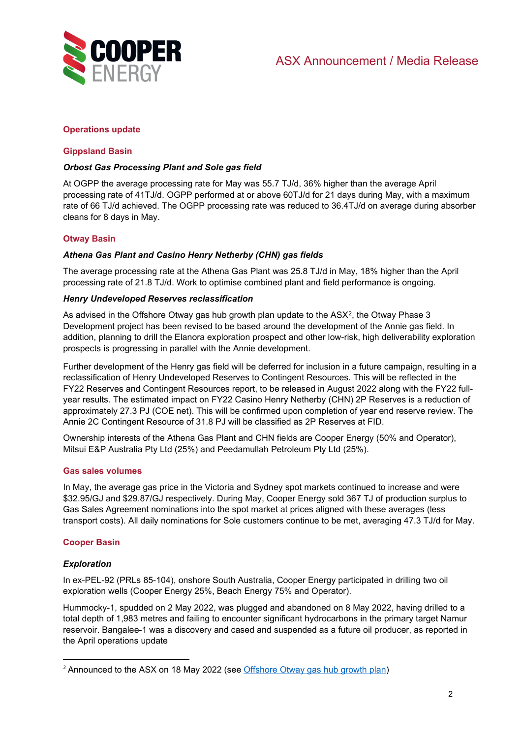## Operations update

### Gippsland Basin

***Orbost Gas Processing Plant and Sole gas field***

At OGPP the average processing rate for May was 55.7 TJ/d, 36% higher than the average April processing rate of 41TJ/d. OGPP performed at or above 60TJ/d for 21 days during May, with a maximum rate of 66 TJ/d achieved. The OGPP processing rate was reduced to 36.4TJ/d on average during absorber cleans for 8 days in May.

### Otway Basin

***Athena Gas Plant and Casino Henry Netherby (CHN) gas fields***

The average processing rate at the Athena Gas Plant was 25.8 TJ/d in May, 18% higher than the April processing rate of 21.8 TJ/d. Work to optimise combined plant and field performance is ongoing.

***Henry Undeveloped Reserves reclassification***

As advised in the Offshore Otway gas hub growth plan update to the ASX[2], the Otway Phase 3 Development project has been revised to be based around the development of the Annie gas field. In addition, planning to drill the Elanora exploration prospect and other low-risk, high deliverability exploration prospects is progressing in parallel with the Annie development.

Further development of the Henry gas field will be deferred for inclusion in a future campaign, resulting in a reclassification of Henry Undeveloped Reserves to Contingent Resources. This will be reflected in the FY22 Reserves and Contingent Resources report, to be released in August 2022 along with the FY22 full-year results. The estimated impact on FY22 Casino Henry Netherby (CHN) 2P Reserves is a reduction of approximately 27.3 PJ (COE net). This will be confirmed upon completion of year end reserve review. The Annie 2C Contingent Resource of 31.8 PJ will be classified as 2P Reserves at FID.

Ownership interests of the Athena Gas Plant and CHN fields are Cooper Energy (50% and Operator), Mitsui E&P Australia Pty Ltd (25%) and Peedamullah Petroleum Pty Ltd (25%).

### Gas sales volumes

In May, the average gas price in the Victoria and Sydney spot markets continued to increase and were $32.95/GJ and $29.87/GJ respectively. During May, Cooper Energy sold 367 TJ of production surplus to Gas Sales Agreement nominations into the spot market at prices aligned with these averages (less transport costs). All daily nominations for Sole customers continue to be met, averaging 47.3 TJ/d for May.

### Cooper Basin

***Exploration***

In ex-PEL-92 (PRLs 85-104), onshore South Australia, Cooper Energy participated in drilling two oil exploration wells (Cooper Energy 25%, Beach Energy 75% and Operator).

Hummocky-1, spudded on 2 May 2022, was plugged and abandoned on 8 May 2022, having drilled to a total depth of 1,983 metres and failing to encounter significant hydrocarbons in the primary target Namur reservoir. Bangalee-1 was a discovery and cased and suspended as a future oil producer, as reported in the April operations update

---

[2] Announced to the ASX on 18 May 2022 (see [Offshore Otway gas hub growth plan])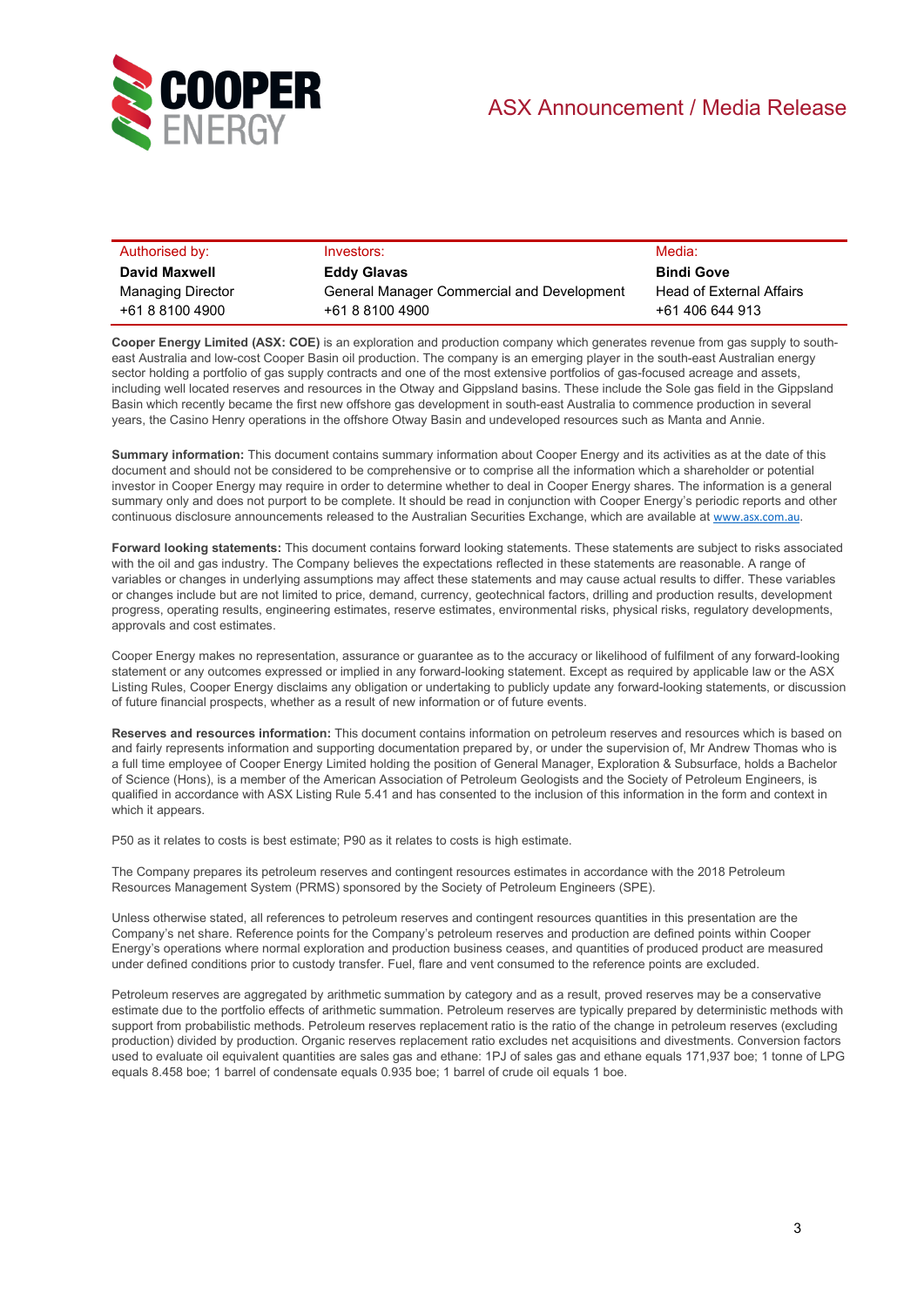ASX Announcement / Media Release

| Authorised by: | Investors: | Media: |
|---|---|---|
| **David Maxwell** | **Eddy Glavas** | **Bindi Gove** |
| Managing Director | General Manager Commercial and Development | Head of External Affairs |
| +61 8 8100 4900 | +61 8 8100 4900 | +61 406 644 913 |

**Cooper Energy Limited (ASX: COE)** is an exploration and production company which generates revenue from gas supply to south-east Australia and low-cost Cooper Basin oil production. The company is an emerging player in the south-east Australian energy sector holding a portfolio of gas supply contracts and one of the most extensive portfolios of gas-focused acreage and assets, including well located reserves and resources in the Otway and Gippsland basins. These include the Sole gas field in the Gippsland Basin which recently became the first new offshore gas development in south-east Australia to commence production in several years, the Casino Henry operations in the offshore Otway Basin and undeveloped resources such as Manta and Annie.

**Summary information:** This document contains summary information about Cooper Energy and its activities as at the date of this document and should not be considered to be comprehensive or to comprise all the information which a shareholder or potential investor in Cooper Energy may require in order to determine whether to deal in Cooper Energy shares. The information is a general summary only and does not purport to be complete. It should be read in conjunction with Cooper Energy's periodic reports and other continuous disclosure announcements released to the Australian Securities Exchange, which are available at www.asx.com.au.

**Forward looking statements:** This document contains forward looking statements. These statements are subject to risks associated with the oil and gas industry. The Company believes the expectations reflected in these statements are reasonable. A range of variables or changes in underlying assumptions may affect these statements and may cause actual results to differ. These variables or changes include but are not limited to price, demand, currency, geotechnical factors, drilling and production results, development progress, operating results, engineering estimates, reserve estimates, environmental risks, physical risks, regulatory developments, approvals and cost estimates.

Cooper Energy makes no representation, assurance or guarantee as to the accuracy or likelihood of fulfilment of any forward-looking statement or any outcomes expressed or implied in any forward-looking statement. Except as required by applicable law or the ASX Listing Rules, Cooper Energy disclaims any obligation or undertaking to publicly update any forward-looking statements, or discussion of future financial prospects, whether as a result of new information or of future events.

**Reserves and resources information:** This document contains information on petroleum reserves and resources which is based on and fairly represents information and supporting documentation prepared by, or under the supervision of, Mr Andrew Thomas who is a full time employee of Cooper Energy Limited holding the position of General Manager, Exploration & Subsurface, holds a Bachelor of Science (Hons), is a member of the American Association of Petroleum Geologists and the Society of Petroleum Engineers, is qualified in accordance with ASX Listing Rule 5.41 and has consented to the inclusion of this information in the form and context in which it appears.

P50 as it relates to costs is best estimate; P90 as it relates to costs is high estimate.

The Company prepares its petroleum reserves and contingent resources estimates in accordance with the 2018 Petroleum Resources Management System (PRMS) sponsored by the Society of Petroleum Engineers (SPE).

Unless otherwise stated, all references to petroleum reserves and contingent resources quantities in this presentation are the Company's net share. Reference points for the Company's petroleum reserves and production are defined points within Cooper Energy's operations where normal exploration and production business ceases, and quantities of produced product are measured under defined conditions prior to custody transfer. Fuel, flare and vent consumed to the reference points are excluded.

Petroleum reserves are aggregated by arithmetic summation by category and as a result, proved reserves may be a conservative estimate due to the portfolio effects of arithmetic summation. Petroleum reserves are typically prepared by deterministic methods with support from probabilistic methods. Petroleum reserves replacement ratio is the ratio of the change in petroleum reserves (excluding production) divided by production. Organic reserves replacement ratio excludes net acquisitions and divestments. Conversion factors used to evaluate oil equivalent quantities are sales gas and ethane: 1PJ of sales gas and ethane equals 171,937 boe; 1 tonne of LPG equals 8.458 boe; 1 barrel of condensate equals 0.935 boe; 1 barrel of crude oil equals 1 boe.